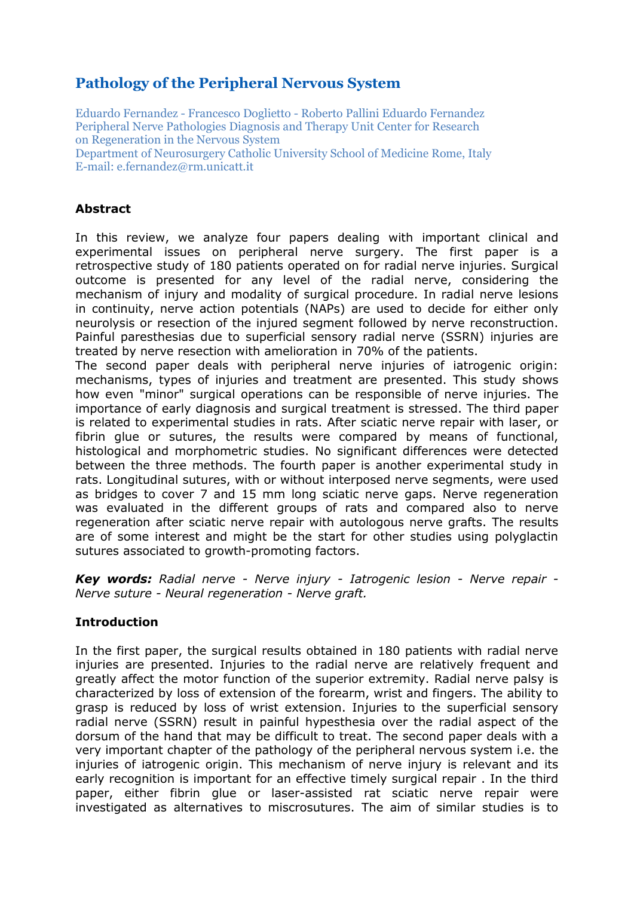# Pathology of the Peripheral Nervous System

Eduardo Fernandez - Francesco Doglietto - Roberto Pallini Eduardo Fernandez
Peripheral Nerve Pathologies Diagnosis and Therapy Unit Center for Research on Regeneration in the Nervous System
Department of Neurosurgery Catholic University School of Medicine Rome, Italy
E-mail: e.fernandez@rm.unicatt.it

## Abstract

In this review, we analyze four papers dealing with important clinical and experimental issues on peripheral nerve surgery. The first paper is a retrospective study of 180 patients operated on for radial nerve injuries. Surgical outcome is presented for any level of the radial nerve, considering the mechanism of injury and modality of surgical procedure. In radial nerve lesions in continuity, nerve action potentials (NAPs) are used to decide for either only neurolysis or resection of the injured segment followed by nerve reconstruction. Painful paresthesias due to superficial sensory radial nerve (SSRN) injuries are treated by nerve resection with amelioration in 70% of the patients.
The second paper deals with peripheral nerve injuries of iatrogenic origin: mechanisms, types of injuries and treatment are presented. This study shows how even "minor" surgical operations can be responsible of nerve injuries. The importance of early diagnosis and surgical treatment is stressed. The third paper is related to experimental studies in rats. After sciatic nerve repair with laser, or fibrin glue or sutures, the results were compared by means of functional, histological and morphometric studies. No significant differences were detected between the three methods. The fourth paper is another experimental study in rats. Longitudinal sutures, with or without interposed nerve segments, were used as bridges to cover 7 and 15 mm long sciatic nerve gaps. Nerve regeneration was evaluated in the different groups of rats and compared also to nerve regeneration after sciatic nerve repair with autologous nerve grafts. The results are of some interest and might be the start for other studies using polyglactin sutures associated to growth-promoting factors.

***Key words:*** *Radial nerve - Nerve injury - Iatrogenic lesion - Nerve repair - Nerve suture - Neural regeneration - Nerve graft.*

## Introduction

In the first paper, the surgical results obtained in 180 patients with radial nerve injuries are presented. Injuries to the radial nerve are relatively frequent and greatly affect the motor function of the superior extremity. Radial nerve palsy is characterized by loss of extension of the forearm, wrist and fingers. The ability to grasp is reduced by loss of wrist extension. Injuries to the superficial sensory radial nerve (SSRN) result in painful hypesthesia over the radial aspect of the dorsum of the hand that may be difficult to treat. The second paper deals with a very important chapter of the pathology of the peripheral nervous system i.e. the injuries of iatrogenic origin. This mechanism of nerve injury is relevant and its early recognition is important for an effective timely surgical repair . In the third paper, either fibrin glue or laser-assisted rat sciatic nerve repair were investigated as alternatives to miscrosutures. The aim of similar studies is to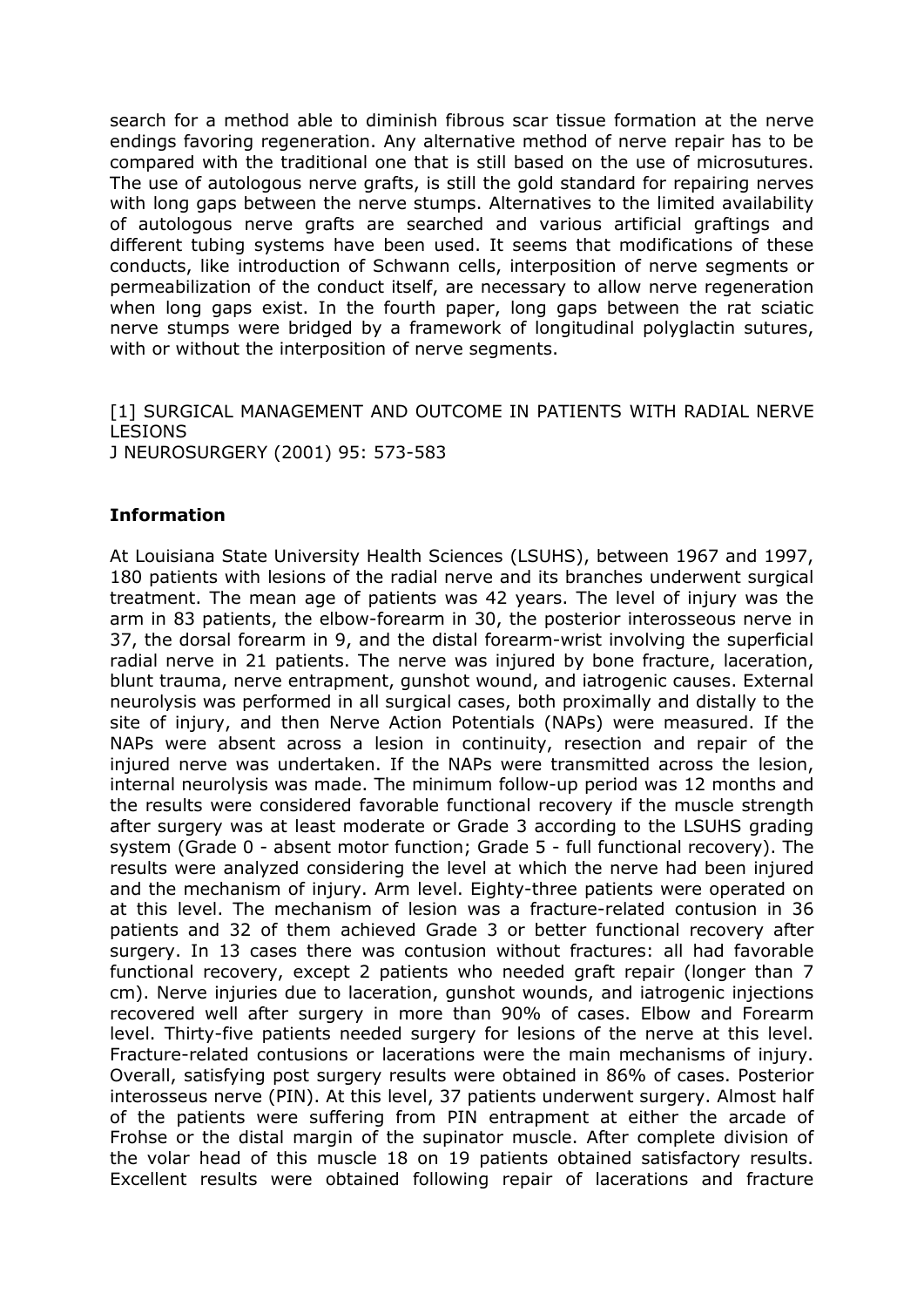search for a method able to diminish fibrous scar tissue formation at the nerve endings favoring regeneration. Any alternative method of nerve repair has to be compared with the traditional one that is still based on the use of microsutures. The use of autologous nerve grafts, is still the gold standard for repairing nerves with long gaps between the nerve stumps. Alternatives to the limited availability of autologous nerve grafts are searched and various artificial graftings and different tubing systems have been used. It seems that modifications of these conducts, like introduction of Schwann cells, interposition of nerve segments or permeabilization of the conduct itself, are necessary to allow nerve regeneration when long gaps exist. In the fourth paper, long gaps between the rat sciatic nerve stumps were bridged by a framework of longitudinal polyglactin sutures, with or without the interposition of nerve segments.

[1] SURGICAL MANAGEMENT AND OUTCOME IN PATIENTS WITH RADIAL NERVE LESIONS
J NEUROSURGERY (2001) 95: 573-583

**Information**

At Louisiana State University Health Sciences (LSUHS), between 1967 and 1997, 180 patients with lesions of the radial nerve and its branches underwent surgical treatment. The mean age of patients was 42 years. The level of injury was the arm in 83 patients, the elbow-forearm in 30, the posterior interosseous nerve in 37, the dorsal forearm in 9, and the distal forearm-wrist involving the superficial radial nerve in 21 patients. The nerve was injured by bone fracture, laceration, blunt trauma, nerve entrapment, gunshot wound, and iatrogenic causes. External neurolysis was performed in all surgical cases, both proximally and distally to the site of injury, and then Nerve Action Potentials (NAPs) were measured. If the NAPs were absent across a lesion in continuity, resection and repair of the injured nerve was undertaken. If the NAPs were transmitted across the lesion, internal neurolysis was made. The minimum follow-up period was 12 months and the results were considered favorable functional recovery if the muscle strength after surgery was at least moderate or Grade 3 according to the LSUHS grading system (Grade 0 - absent motor function; Grade 5 - full functional recovery). The results were analyzed considering the level at which the nerve had been injured and the mechanism of injury. Arm level. Eighty-three patients were operated on at this level. The mechanism of lesion was a fracture-related contusion in 36 patients and 32 of them achieved Grade 3 or better functional recovery after surgery. In 13 cases there was contusion without fractures: all had favorable functional recovery, except 2 patients who needed graft repair (longer than 7 cm). Nerve injuries due to laceration, gunshot wounds, and iatrogenic injections recovered well after surgery in more than 90% of cases. Elbow and Forearm level. Thirty-five patients needed surgery for lesions of the nerve at this level. Fracture-related contusions or lacerations were the main mechanisms of injury. Overall, satisfying post surgery results were obtained in 86% of cases. Posterior interosseus nerve (PIN). At this level, 37 patients underwent surgery. Almost half of the patients were suffering from PIN entrapment at either the arcade of Frohse or the distal margin of the supinator muscle. After complete division of the volar head of this muscle 18 on 19 patients obtained satisfactory results. Excellent results were obtained following repair of lacerations and fracture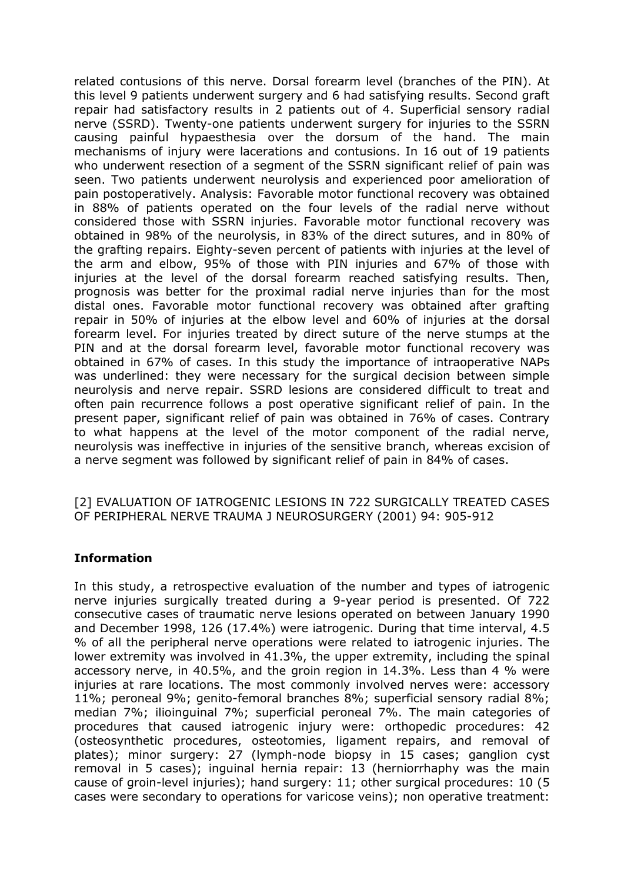related contusions of this nerve. Dorsal forearm level (branches of the PIN). At this level 9 patients underwent surgery and 6 had satisfying results. Second graft repair had satisfactory results in 2 patients out of 4. Superficial sensory radial nerve (SSRD). Twenty-one patients underwent surgery for injuries to the SSRN causing painful hypaesthesia over the dorsum of the hand. The main mechanisms of injury were lacerations and contusions. In 16 out of 19 patients who underwent resection of a segment of the SSRN significant relief of pain was seen. Two patients underwent neurolysis and experienced poor amelioration of pain postoperatively. Analysis: Favorable motor functional recovery was obtained in 88% of patients operated on the four levels of the radial nerve without considered those with SSRN injuries. Favorable motor functional recovery was obtained in 98% of the neurolysis, in 83% of the direct sutures, and in 80% of the grafting repairs. Eighty-seven percent of patients with injuries at the level of the arm and elbow, 95% of those with PIN injuries and 67% of those with injuries at the level of the dorsal forearm reached satisfying results. Then, prognosis was better for the proximal radial nerve injuries than for the most distal ones. Favorable motor functional recovery was obtained after grafting repair in 50% of injuries at the elbow level and 60% of injuries at the dorsal forearm level. For injuries treated by direct suture of the nerve stumps at the PIN and at the dorsal forearm level, favorable motor functional recovery was obtained in 67% of cases. In this study the importance of intraoperative NAPs was underlined: they were necessary for the surgical decision between simple neurolysis and nerve repair. SSRD lesions are considered difficult to treat and often pain recurrence follows a post operative significant relief of pain. In the present paper, significant relief of pain was obtained in 76% of cases. Contrary to what happens at the level of the motor component of the radial nerve, neurolysis was ineffective in injuries of the sensitive branch, whereas excision of a nerve segment was followed by significant relief of pain in 84% of cases.

[2] EVALUATION OF IATROGENIC LESIONS IN 722 SURGICALLY TREATED CASES OF PERIPHERAL NERVE TRAUMA J NEUROSURGERY (2001) 94: 905-912

**Information**

In this study, a retrospective evaluation of the number and types of iatrogenic nerve injuries surgically treated during a 9-year period is presented. Of 722 consecutive cases of traumatic nerve lesions operated on between January 1990 and December 1998, 126 (17.4%) were iatrogenic. During that time interval, 4.5 % of all the peripheral nerve operations were related to iatrogenic injuries. The lower extremity was involved in 41.3%, the upper extremity, including the spinal accessory nerve, in 40.5%, and the groin region in 14.3%. Less than 4 % were injuries at rare locations. The most commonly involved nerves were: accessory 11%; peroneal 9%; genito-femoral branches 8%; superficial sensory radial 8%; median 7%; ilioinguinal 7%; superficial peroneal 7%. The main categories of procedures that caused iatrogenic injury were: orthopedic procedures: 42 (osteosynthetic procedures, osteotomies, ligament repairs, and removal of plates); minor surgery: 27 (lymph-node biopsy in 15 cases; ganglion cyst removal in 5 cases); inguinal hernia repair: 13 (herniorrhaphy was the main cause of groin-level injuries); hand surgery: 11; other surgical procedures: 10 (5 cases were secondary to operations for varicose veins); non operative treatment: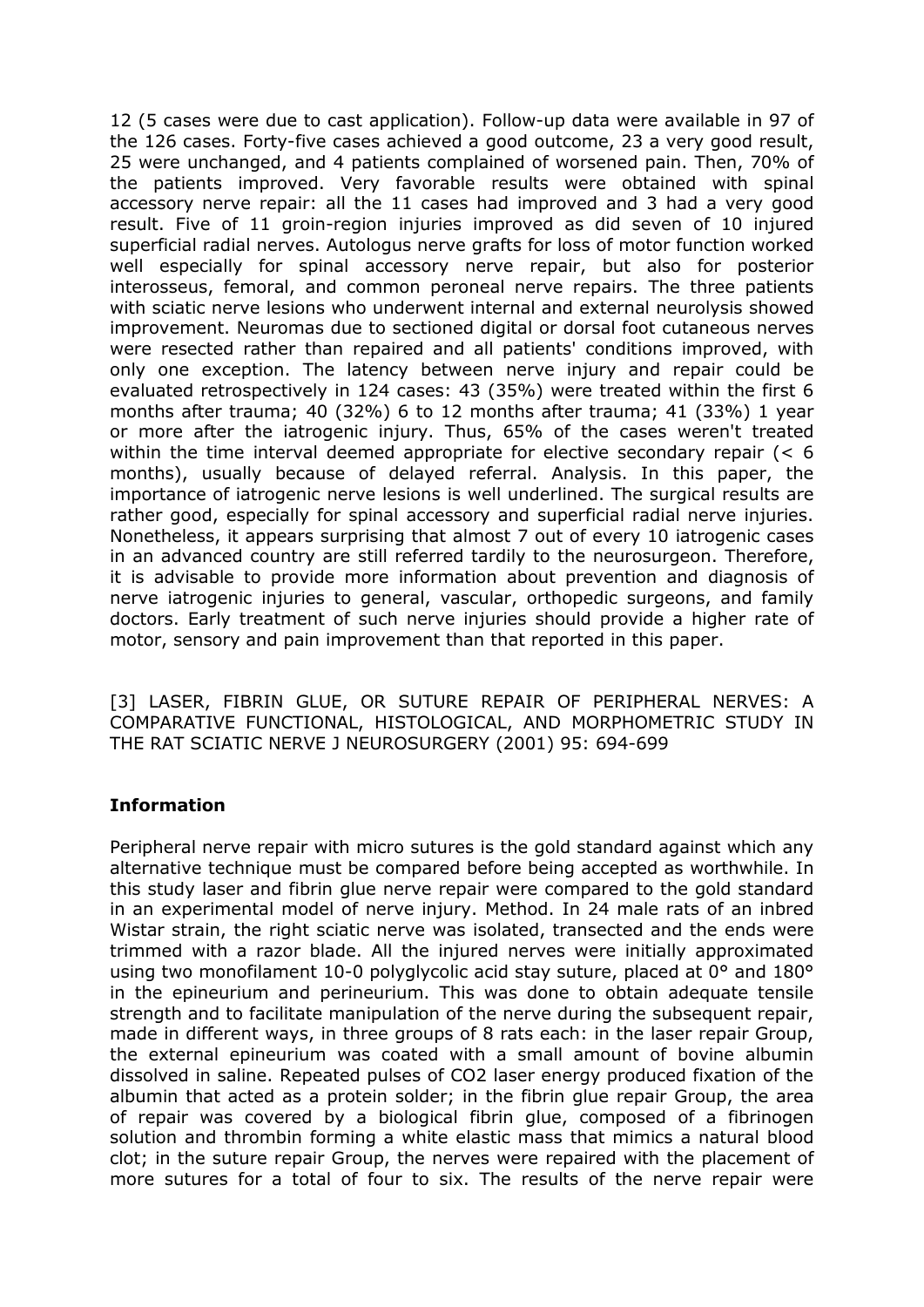12 (5 cases were due to cast application). Follow-up data were available in 97 of the 126 cases. Forty-five cases achieved a good outcome, 23 a very good result, 25 were unchanged, and 4 patients complained of worsened pain. Then, 70% of the patients improved. Very favorable results were obtained with spinal accessory nerve repair: all the 11 cases had improved and 3 had a very good result. Five of 11 groin-region injuries improved as did seven of 10 injured superficial radial nerves. Autologus nerve grafts for loss of motor function worked well especially for spinal accessory nerve repair, but also for posterior interosseus, femoral, and common peroneal nerve repairs. The three patients with sciatic nerve lesions who underwent internal and external neurolysis showed improvement. Neuromas due to sectioned digital or dorsal foot cutaneous nerves were resected rather than repaired and all patients' conditions improved, with only one exception. The latency between nerve injury and repair could be evaluated retrospectively in 124 cases: 43 (35%) were treated within the first 6 months after trauma; 40 (32%) 6 to 12 months after trauma; 41 (33%) 1 year or more after the iatrogenic injury. Thus, 65% of the cases weren't treated within the time interval deemed appropriate for elective secondary repair (< 6 months), usually because of delayed referral. Analysis. In this paper, the importance of iatrogenic nerve lesions is well underlined. The surgical results are rather good, especially for spinal accessory and superficial radial nerve injuries. Nonetheless, it appears surprising that almost 7 out of every 10 iatrogenic cases in an advanced country are still referred tardily to the neurosurgeon. Therefore, it is advisable to provide more information about prevention and diagnosis of nerve iatrogenic injuries to general, vascular, orthopedic surgeons, and family doctors. Early treatment of such nerve injuries should provide a higher rate of motor, sensory and pain improvement than that reported in this paper.

[3] LASER, FIBRIN GLUE, OR SUTURE REPAIR OF PERIPHERAL NERVES: A COMPARATIVE FUNCTIONAL, HISTOLOGICAL, AND MORPHOMETRIC STUDY IN THE RAT SCIATIC NERVE J NEUROSURGERY (2001) 95: 694-699

**Information**

Peripheral nerve repair with micro sutures is the gold standard against which any alternative technique must be compared before being accepted as worthwhile. In this study laser and fibrin glue nerve repair were compared to the gold standard in an experimental model of nerve injury. Method. In 24 male rats of an inbred Wistar strain, the right sciatic nerve was isolated, transected and the ends were trimmed with a razor blade. All the injured nerves were initially approximated using two monofilament 10-0 polyglycolic acid stay suture, placed at 0° and 180° in the epineurium and perineurium. This was done to obtain adequate tensile strength and to facilitate manipulation of the nerve during the subsequent repair, made in different ways, in three groups of 8 rats each: in the laser repair Group, the external epineurium was coated with a small amount of bovine albumin dissolved in saline. Repeated pulses of $CO_2$ laser energy produced fixation of the albumin that acted as a protein solder; in the fibrin glue repair Group, the area of repair was covered by a biological fibrin glue, composed of a fibrinogen solution and thrombin forming a white elastic mass that mimics a natural blood clot; in the suture repair Group, the nerves were repaired with the placement of more sutures for a total of four to six. The results of the nerve repair were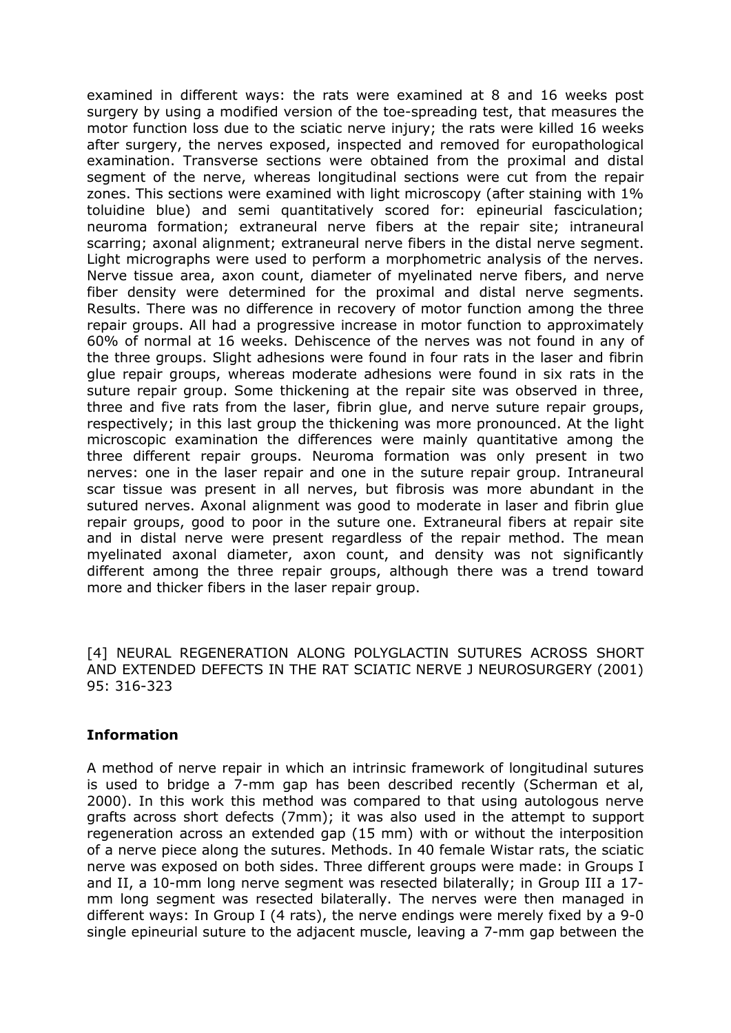examined in different ways: the rats were examined at 8 and 16 weeks post surgery by using a modified version of the toe-spreading test, that measures the motor function loss due to the sciatic nerve injury; the rats were killed 16 weeks after surgery, the nerves exposed, inspected and removed for europathological examination. Transverse sections were obtained from the proximal and distal segment of the nerve, whereas longitudinal sections were cut from the repair zones. This sections were examined with light microscopy (after staining with 1% toluidine blue) and semi quantitatively scored for: epineurial fasciculation; neuroma formation; extraneural nerve fibers at the repair site; intraneural scarring; axonal alignment; extraneural nerve fibers in the distal nerve segment. Light micrographs were used to perform a morphometric analysis of the nerves. Nerve tissue area, axon count, diameter of myelinated nerve fibers, and nerve fiber density were determined for the proximal and distal nerve segments. Results. There was no difference in recovery of motor function among the three repair groups. All had a progressive increase in motor function to approximately 60% of normal at 16 weeks. Dehiscence of the nerves was not found in any of the three groups. Slight adhesions were found in four rats in the laser and fibrin glue repair groups, whereas moderate adhesions were found in six rats in the suture repair group. Some thickening at the repair site was observed in three, three and five rats from the laser, fibrin glue, and nerve suture repair groups, respectively; in this last group the thickening was more pronounced. At the light microscopic examination the differences were mainly quantitative among the three different repair groups. Neuroma formation was only present in two nerves: one in the laser repair and one in the suture repair group. Intraneural scar tissue was present in all nerves, but fibrosis was more abundant in the sutured nerves. Axonal alignment was good to moderate in laser and fibrin glue repair groups, good to poor in the suture one. Extraneural fibers at repair site and in distal nerve were present regardless of the repair method. The mean myelinated axonal diameter, axon count, and density was not significantly different among the three repair groups, although there was a trend toward more and thicker fibers in the laser repair group.

[4] NEURAL REGENERATION ALONG POLYGLACTIN SUTURES ACROSS SHORT AND EXTENDED DEFECTS IN THE RAT SCIATIC NERVE J NEUROSURGERY (2001) 95: 316-323

**Information**

A method of nerve repair in which an intrinsic framework of longitudinal sutures is used to bridge a 7-mm gap has been described recently (Scherman et al, 2000). In this work this method was compared to that using autologous nerve grafts across short defects (7mm); it was also used in the attempt to support regeneration across an extended gap (15 mm) with or without the interposition of a nerve piece along the sutures. Methods. In 40 female Wistar rats, the sciatic nerve was exposed on both sides. Three different groups were made: in Groups I and II, a 10-mm long nerve segment was resected bilaterally; in Group III a 17-mm long segment was resected bilaterally. The nerves were then managed in different ways: In Group I (4 rats), the nerve endings were merely fixed by a 9-0 single epineurial suture to the adjacent muscle, leaving a 7-mm gap between the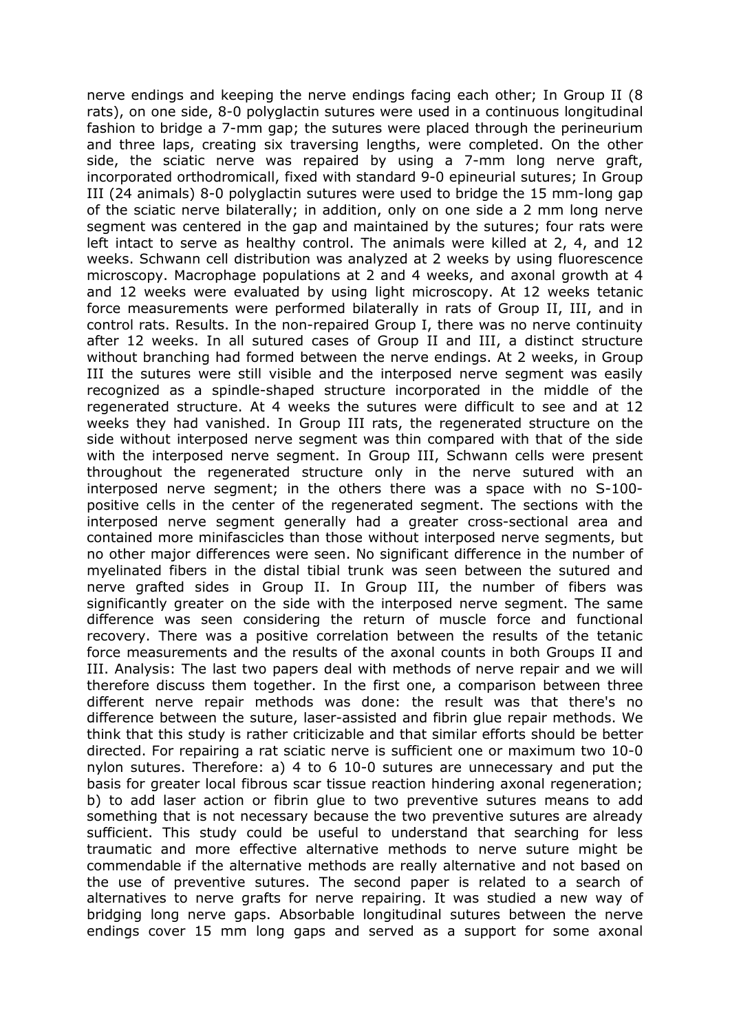nerve endings and keeping the nerve endings facing each other; In Group II (8 rats), on one side, 8-0 polyglactin sutures were used in a continuous longitudinal fashion to bridge a 7-mm gap; the sutures were placed through the perineurium and three laps, creating six traversing lengths, were completed. On the other side, the sciatic nerve was repaired by using a 7-mm long nerve graft, incorporated orthodromicall, fixed with standard 9-0 epineurial sutures; In Group III (24 animals) 8-0 polyglactin sutures were used to bridge the 15 mm-long gap of the sciatic nerve bilaterally; in addition, only on one side a 2 mm long nerve segment was centered in the gap and maintained by the sutures; four rats were left intact to serve as healthy control. The animals were killed at 2, 4, and 12 weeks. Schwann cell distribution was analyzed at 2 weeks by using fluorescence microscopy. Macrophage populations at 2 and 4 weeks, and axonal growth at 4 and 12 weeks were evaluated by using light microscopy. At 12 weeks tetanic force measurements were performed bilaterally in rats of Group II, III, and in control rats. Results. In the non-repaired Group I, there was no nerve continuity after 12 weeks. In all sutured cases of Group II and III, a distinct structure without branching had formed between the nerve endings. At 2 weeks, in Group III the sutures were still visible and the interposed nerve segment was easily recognized as a spindle-shaped structure incorporated in the middle of the regenerated structure. At 4 weeks the sutures were difficult to see and at 12 weeks they had vanished. In Group III rats, the regenerated structure on the side without interposed nerve segment was thin compared with that of the side with the interposed nerve segment. In Group III, Schwann cells were present throughout the regenerated structure only in the nerve sutured with an interposed nerve segment; in the others there was a space with no S-100-positive cells in the center of the regenerated segment. The sections with the interposed nerve segment generally had a greater cross-sectional area and contained more minifascicles than those without interposed nerve segments, but no other major differences were seen. No significant difference in the number of myelinated fibers in the distal tibial trunk was seen between the sutured and nerve grafted sides in Group II. In Group III, the number of fibers was significantly greater on the side with the interposed nerve segment. The same difference was seen considering the return of muscle force and functional recovery. There was a positive correlation between the results of the tetanic force measurements and the results of the axonal counts in both Groups II and III. Analysis: The last two papers deal with methods of nerve repair and we will therefore discuss them together. In the first one, a comparison between three different nerve repair methods was done: the result was that there's no difference between the suture, laser-assisted and fibrin glue repair methods. We think that this study is rather criticizable and that similar efforts should be better directed. For repairing a rat sciatic nerve is sufficient one or maximum two 10-0 nylon sutures. Therefore: a) 4 to 6 10-0 sutures are unnecessary and put the basis for greater local fibrous scar tissue reaction hindering axonal regeneration; b) to add laser action or fibrin glue to two preventive sutures means to add something that is not necessary because the two preventive sutures are already sufficient. This study could be useful to understand that searching for less traumatic and more effective alternative methods to nerve suture might be commendable if the alternative methods are really alternative and not based on the use of preventive sutures. The second paper is related to a search of alternatives to nerve grafts for nerve repairing. It was studied a new way of bridging long nerve gaps. Absorbable longitudinal sutures between the nerve endings cover 15 mm long gaps and served as a support for some axonal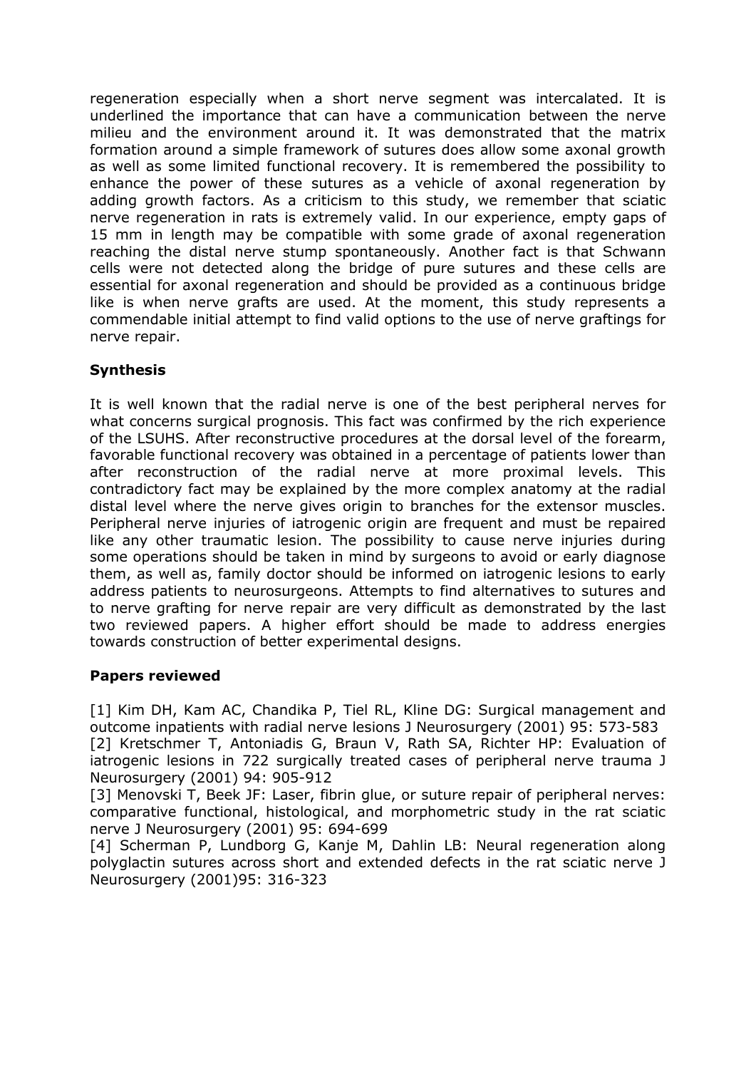regeneration especially when a short nerve segment was intercalated. It is underlined the importance that can have a communication between the nerve milieu and the environment around it. It was demonstrated that the matrix formation around a simple framework of sutures does allow some axonal growth as well as some limited functional recovery. It is remembered the possibility to enhance the power of these sutures as a vehicle of axonal regeneration by adding growth factors. As a criticism to this study, we remember that sciatic nerve regeneration in rats is extremely valid. In our experience, empty gaps of 15 mm in length may be compatible with some grade of axonal regeneration reaching the distal nerve stump spontaneously. Another fact is that Schwann cells were not detected along the bridge of pure sutures and these cells are essential for axonal regeneration and should be provided as a continuous bridge like is when nerve grafts are used. At the moment, this study represents a commendable initial attempt to find valid options to the use of nerve graftings for nerve repair.

**Synthesis**

It is well known that the radial nerve is one of the best peripheral nerves for what concerns surgical prognosis. This fact was confirmed by the rich experience of the LSUHS. After reconstructive procedures at the dorsal level of the forearm, favorable functional recovery was obtained in a percentage of patients lower than after reconstruction of the radial nerve at more proximal levels. This contradictory fact may be explained by the more complex anatomy at the radial distal level where the nerve gives origin to branches for the extensor muscles. Peripheral nerve injuries of iatrogenic origin are frequent and must be repaired like any other traumatic lesion. The possibility to cause nerve injuries during some operations should be taken in mind by surgeons to avoid or early diagnose them, as well as, family doctor should be informed on iatrogenic lesions to early address patients to neurosurgeons. Attempts to find alternatives to sutures and to nerve grafting for nerve repair are very difficult as demonstrated by the last two reviewed papers. A higher effort should be made to address energies towards construction of better experimental designs.

**Papers reviewed**

[1] Kim DH, Kam AC, Chandika P, Tiel RL, Kline DG: Surgical management and outcome inpatients with radial nerve lesions J Neurosurgery (2001) 95: 573-583
[2] Kretschmer T, Antoniadis G, Braun V, Rath SA, Richter HP: Evaluation of iatrogenic lesions in 722 surgically treated cases of peripheral nerve trauma J Neurosurgery (2001) 94: 905-912
[3] Menovski T, Beek JF: Laser, fibrin glue, or suture repair of peripheral nerves: comparative functional, histological, and morphometric study in the rat sciatic nerve J Neurosurgery (2001) 95: 694-699
[4] Scherman P, Lundborg G, Kanje M, Dahlin LB: Neural regeneration along polyglactin sutures across short and extended defects in the rat sciatic nerve J Neurosurgery (2001)95: 316-323